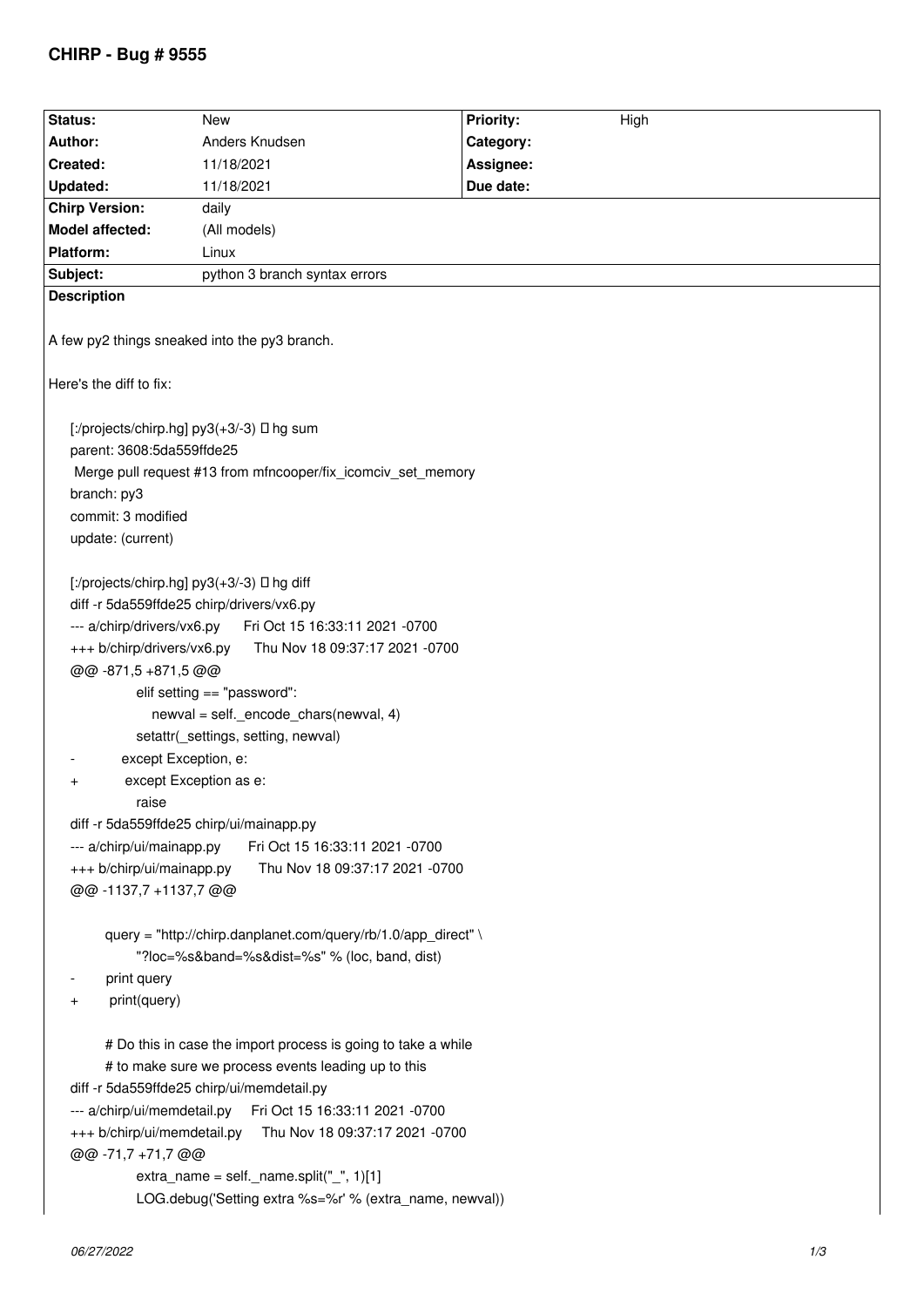# CHIRP - Bug # 9555

| Status: | New | Priority: | High |
|---|---|---|---|
| Author: | Anders Knudsen | Category: | |
| Created: | 11/18/2021 | Assignee: | |
| Updated: | 11/18/2021 | Due date: | |
| Chirp Version: | daily | | |
| Model affected: | (All models) | | |
| Platform: | Linux | | |
| Subject: | python 3 branch syntax errors | | |

**Description**

A few py2 things sneaked into the py3 branch.

Here's the diff to fix:

```
[:/projects/chirp.hg] py3(+3/-3) □ hg sum
parent: 3608:5da559ffde25
 Merge pull request #13 from mfncooper/fix_icomciv_set_memory
branch: py3
commit: 3 modified
update: (current)

[:/projects/chirp.hg] py3(+3/-3) □ hg diff
diff -r 5da559ffde25 chirp/drivers/vx6.py
--- a/chirp/drivers/vx6.py      Fri Oct 15 16:33:11 2021 -0700
+++ b/chirp/drivers/vx6.py      Thu Nov 18 09:37:17 2021 -0700
@@ -871,5 +871,5 @@
             elif setting == "password":
                 newval = self._encode_chars(newval, 4)
             setattr(_settings, setting, newval)
-        except Exception, e:
+        except Exception as e:
             raise
diff -r 5da559ffde25 chirp/ui/mainapp.py
--- a/chirp/ui/mainapp.py      Fri Oct 15 16:33:11 2021 -0700
+++ b/chirp/ui/mainapp.py      Thu Nov 18 09:37:17 2021 -0700
@@ -1137,7 +1137,7 @@

        query = "http://chirp.danplanet.com/query/rb/1.0/app_direct" \
            "?loc=%s&band=%s&dist=%s" % (loc, band, dist)
-       print query
+       print(query)

        # Do this in case the import process is going to take a while
        # to make sure we process events leading up to this
diff -r 5da559ffde25 chirp/ui/memdetail.py
--- a/chirp/ui/memdetail.py      Fri Oct 15 16:33:11 2021 -0700
+++ b/chirp/ui/memdetail.py      Thu Nov 18 09:37:17 2021 -0700
@@ -71,7 +71,7 @@
             extra_name = self._name.split("_", 1)[1]
             LOG.debug('Setting extra %s=%r' % (extra_name, newval))
```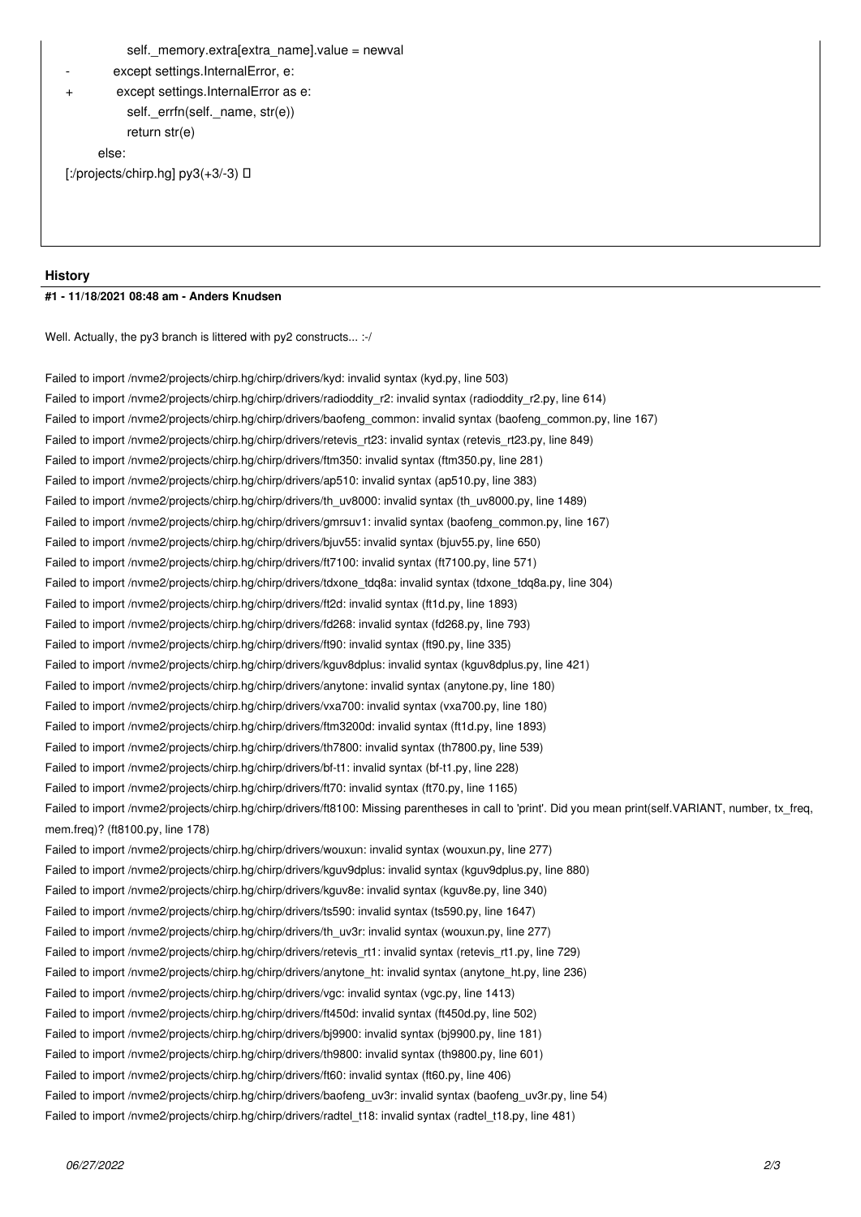```
            self._memory.extra[extra_name].value = newval
-        except settings.InternalError, e:
+        except settings.InternalError as e:
            self._errfn(self._name, str(e))
            return str(e)
        else:
[:/projects/chirp.hg] py3(+3/-3) 
```

## History

### #1 - 11/18/2021 08:48 am - Anders Knudsen

Well. Actually, the py3 branch is littered with py2 constructs... :-/

Failed to import /nvme2/projects/chirp.hg/chirp/drivers/kyd: invalid syntax (kyd.py, line 503)
Failed to import /nvme2/projects/chirp.hg/chirp/drivers/radioddity_r2: invalid syntax (radioddity_r2.py, line 614)
Failed to import /nvme2/projects/chirp.hg/chirp/drivers/baofeng_common: invalid syntax (baofeng_common.py, line 167)
Failed to import /nvme2/projects/chirp.hg/chirp/drivers/retevis_rt23: invalid syntax (retevis_rt23.py, line 849)
Failed to import /nvme2/projects/chirp.hg/chirp/drivers/ftm350: invalid syntax (ftm350.py, line 281)
Failed to import /nvme2/projects/chirp.hg/chirp/drivers/ap510: invalid syntax (ap510.py, line 383)
Failed to import /nvme2/projects/chirp.hg/chirp/drivers/th_uv8000: invalid syntax (th_uv8000.py, line 1489)
Failed to import /nvme2/projects/chirp.hg/chirp/drivers/gmrsuv1: invalid syntax (baofeng_common.py, line 167)
Failed to import /nvme2/projects/chirp.hg/chirp/drivers/bjuv55: invalid syntax (bjuv55.py, line 650)
Failed to import /nvme2/projects/chirp.hg/chirp/drivers/ft7100: invalid syntax (ft7100.py, line 571)
Failed to import /nvme2/projects/chirp.hg/chirp/drivers/tdxone_tdq8a: invalid syntax (tdxone_tdq8a.py, line 304)
Failed to import /nvme2/projects/chirp.hg/chirp/drivers/ft2d: invalid syntax (ft1d.py, line 1893)
Failed to import /nvme2/projects/chirp.hg/chirp/drivers/fd268: invalid syntax (fd268.py, line 793)
Failed to import /nvme2/projects/chirp.hg/chirp/drivers/ft90: invalid syntax (ft90.py, line 335)
Failed to import /nvme2/projects/chirp.hg/chirp/drivers/kguv8dplus: invalid syntax (kguv8dplus.py, line 421)
Failed to import /nvme2/projects/chirp.hg/chirp/drivers/anytone: invalid syntax (anytone.py, line 180)
Failed to import /nvme2/projects/chirp.hg/chirp/drivers/vxa700: invalid syntax (vxa700.py, line 180)
Failed to import /nvme2/projects/chirp.hg/chirp/drivers/ftm3200d: invalid syntax (ft1d.py, line 1893)
Failed to import /nvme2/projects/chirp.hg/chirp/drivers/th7800: invalid syntax (th7800.py, line 539)
Failed to import /nvme2/projects/chirp.hg/chirp/drivers/bf-t1: invalid syntax (bf-t1.py, line 228)
Failed to import /nvme2/projects/chirp.hg/chirp/drivers/ft70: invalid syntax (ft70.py, line 1165)
Failed to import /nvme2/projects/chirp.hg/chirp/drivers/ft8100: Missing parentheses in call to 'print'. Did you mean print(self.VARIANT, number, tx_freq, mem.freq)? (ft8100.py, line 178)
Failed to import /nvme2/projects/chirp.hg/chirp/drivers/wouxun: invalid syntax (wouxun.py, line 277)
Failed to import /nvme2/projects/chirp.hg/chirp/drivers/kguv9dplus: invalid syntax (kguv9dplus.py, line 880)
Failed to import /nvme2/projects/chirp.hg/chirp/drivers/kguv8e: invalid syntax (kguv8e.py, line 340)
Failed to import /nvme2/projects/chirp.hg/chirp/drivers/ts590: invalid syntax (ts590.py, line 1647)
Failed to import /nvme2/projects/chirp.hg/chirp/drivers/th_uv3r: invalid syntax (wouxun.py, line 277)
Failed to import /nvme2/projects/chirp.hg/chirp/drivers/retevis_rt1: invalid syntax (retevis_rt1.py, line 729)
Failed to import /nvme2/projects/chirp.hg/chirp/drivers/anytone_ht: invalid syntax (anytone_ht.py, line 236)
Failed to import /nvme2/projects/chirp.hg/chirp/drivers/vgc: invalid syntax (vgc.py, line 1413)
Failed to import /nvme2/projects/chirp.hg/chirp/drivers/ft450d: invalid syntax (ft450d.py, line 502)
Failed to import /nvme2/projects/chirp.hg/chirp/drivers/bj9900: invalid syntax (bj9900.py, line 181)
Failed to import /nvme2/projects/chirp.hg/chirp/drivers/th9800: invalid syntax (th9800.py, line 601)
Failed to import /nvme2/projects/chirp.hg/chirp/drivers/ft60: invalid syntax (ft60.py, line 406)
Failed to import /nvme2/projects/chirp.hg/chirp/drivers/baofeng_uv3r: invalid syntax (baofeng_uv3r.py, line 54)
Failed to import /nvme2/projects/chirp.hg/chirp/drivers/radtel_t18: invalid syntax (radtel_t18.py, line 481)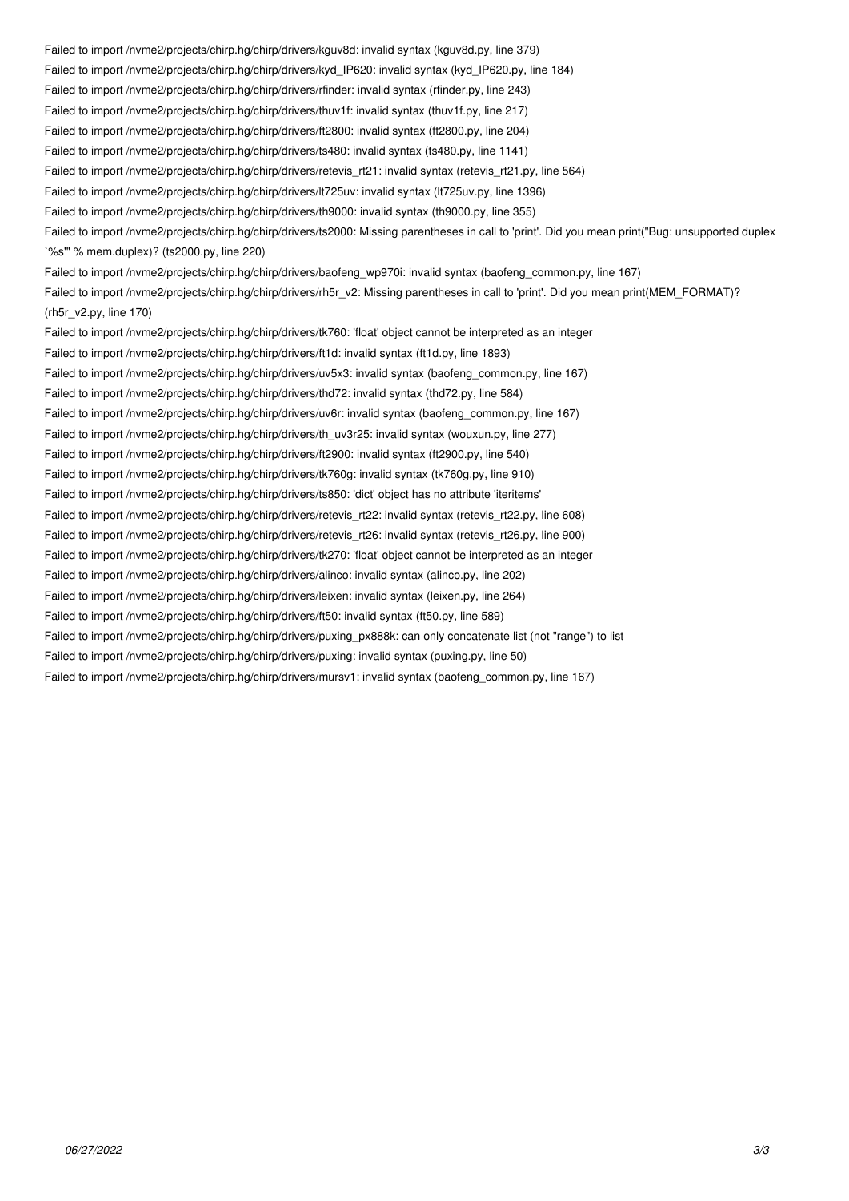Failed to import /nvme2/projects/chirp.hg/chirp/drivers/kguv8d: invalid syntax (kguv8d.py, line 379)

Failed to import /nvme2/projects/chirp.hg/chirp/drivers/kyd_IP620: invalid syntax (kyd_IP620.py, line 184)

Failed to import /nvme2/projects/chirp.hg/chirp/drivers/rfinder: invalid syntax (rfinder.py, line 243)

Failed to import /nvme2/projects/chirp.hg/chirp/drivers/thuv1f: invalid syntax (thuv1f.py, line 217)

Failed to import /nvme2/projects/chirp.hg/chirp/drivers/ft2800: invalid syntax (ft2800.py, line 204)

Failed to import /nvme2/projects/chirp.hg/chirp/drivers/ts480: invalid syntax (ts480.py, line 1141)

Failed to import /nvme2/projects/chirp.hg/chirp/drivers/retevis_rt21: invalid syntax (retevis_rt21.py, line 564)

Failed to import /nvme2/projects/chirp.hg/chirp/drivers/lt725uv: invalid syntax (lt725uv.py, line 1396)

Failed to import /nvme2/projects/chirp.hg/chirp/drivers/th9000: invalid syntax (th9000.py, line 355)

Failed to import /nvme2/projects/chirp.hg/chirp/drivers/ts2000: Missing parentheses in call to 'print'. Did you mean print("Bug: unsupported duplex `%s'" % mem.duplex)? (ts2000.py, line 220)

Failed to import /nvme2/projects/chirp.hg/chirp/drivers/baofeng_wp970i: invalid syntax (baofeng_common.py, line 167)

Failed to import /nvme2/projects/chirp.hg/chirp/drivers/rh5r_v2: Missing parentheses in call to 'print'. Did you mean print(MEM_FORMAT)? (rh5r_v2.py, line 170)

Failed to import /nvme2/projects/chirp.hg/chirp/drivers/tk760: 'float' object cannot be interpreted as an integer

Failed to import /nvme2/projects/chirp.hg/chirp/drivers/ft1d: invalid syntax (ft1d.py, line 1893)

Failed to import /nvme2/projects/chirp.hg/chirp/drivers/uv5x3: invalid syntax (baofeng_common.py, line 167)

Failed to import /nvme2/projects/chirp.hg/chirp/drivers/thd72: invalid syntax (thd72.py, line 584)

Failed to import /nvme2/projects/chirp.hg/chirp/drivers/uv6r: invalid syntax (baofeng_common.py, line 167)

Failed to import /nvme2/projects/chirp.hg/chirp/drivers/th_uv3r25: invalid syntax (wouxun.py, line 277)

Failed to import /nvme2/projects/chirp.hg/chirp/drivers/ft2900: invalid syntax (ft2900.py, line 540)

Failed to import /nvme2/projects/chirp.hg/chirp/drivers/tk760g: invalid syntax (tk760g.py, line 910)

Failed to import /nvme2/projects/chirp.hg/chirp/drivers/ts850: 'dict' object has no attribute 'iteritems'

Failed to import /nvme2/projects/chirp.hg/chirp/drivers/retevis_rt22: invalid syntax (retevis_rt22.py, line 608)

Failed to import /nvme2/projects/chirp.hg/chirp/drivers/retevis_rt26: invalid syntax (retevis_rt26.py, line 900)

Failed to import /nvme2/projects/chirp.hg/chirp/drivers/tk270: 'float' object cannot be interpreted as an integer

Failed to import /nvme2/projects/chirp.hg/chirp/drivers/alinco: invalid syntax (alinco.py, line 202)

Failed to import /nvme2/projects/chirp.hg/chirp/drivers/leixen: invalid syntax (leixen.py, line 264)

Failed to import /nvme2/projects/chirp.hg/chirp/drivers/ft50: invalid syntax (ft50.py, line 589)

Failed to import /nvme2/projects/chirp.hg/chirp/drivers/puxing_px888k: can only concatenate list (not "range") to list

Failed to import /nvme2/projects/chirp.hg/chirp/drivers/puxing: invalid syntax (puxing.py, line 50)

Failed to import /nvme2/projects/chirp.hg/chirp/drivers/mursv1: invalid syntax (baofeng_common.py, line 167)

*06/27/2022*